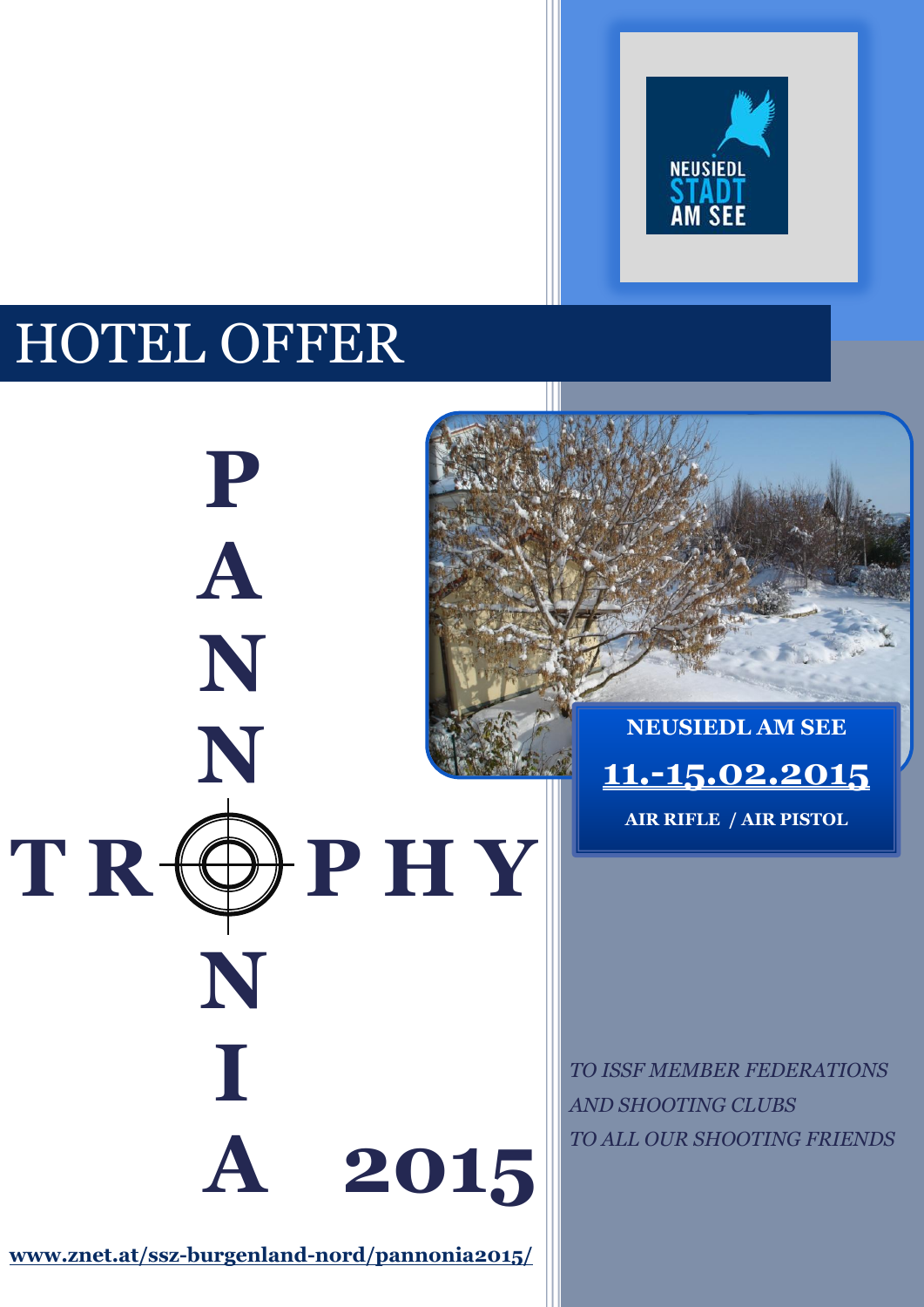# HOTEL OFFER

NEUSIEDL STADT AM SEE

# PANNONIA TROPHY 2015

**NEUSIEDL AM SEE**

**11.-15.02.2015**

**AIR RIFLE / AIR PISTOL**

*TO ISSF MEMBER FEDERATIONS*
*AND SHOOTING CLUBS*
*TO ALL OUR SHOOTING FRIENDS*

**www.znet.at/ssz-burgenland-nord/pannonia2015/**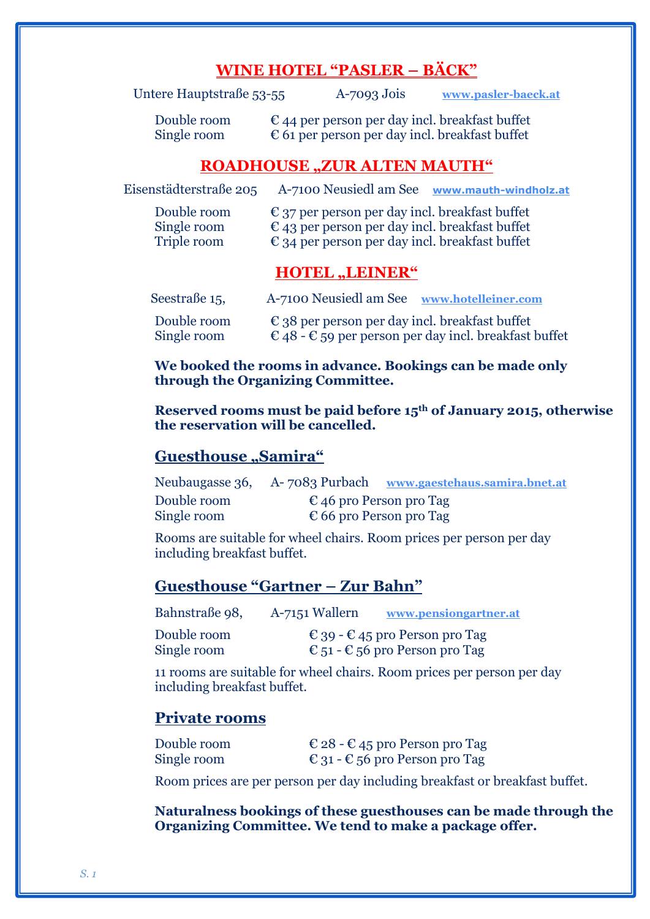## WINE HOTEL "PASLER – BÄCK"

Untere Hauptstraße 53-55 A-7093 Jois www.pasler-baeck.at

| | |
|---|---|
| Double room | € 44 per person per day incl. breakfast buffet |
| Single room | € 61 per person per day incl. breakfast buffet |

## ROADHOUSE „ZUR ALTEN MAUTH"

Eisenstädterstraße 205 A-7100 Neusiedl am See www.mauth-windholz.at

| | |
|---|---|
| Double room | € 37 per person per day incl. breakfast buffet |
| Single room | € 43 per person per day incl. breakfast buffet |
| Triple room | € 34 per person per day incl. breakfast buffet |

## HOTEL „LEINER"

Seestraße 15, A-7100 Neusiedl am See www.hotelleiner.com

| | |
|---|---|
| Double room | € 38 per person per day incl. breakfast buffet |
| Single room | € 48 - € 59 per person per day incl. breakfast buffet |

**We booked the rooms in advance. Bookings can be made only through the Organizing Committee.**

**Reserved rooms must be paid before 15th of January 2015, otherwise the reservation will be cancelled.**

### Guesthouse „Samira"

Neubaugasse 36, A- 7083 Purbach www.gaestehaus.samira.bnet.at

| | |
|---|---|
| Double room | € 46 pro Person pro Tag |
| Single room | € 66 pro Person pro Tag |

Rooms are suitable for wheel chairs. Room prices per person per day including breakfast buffet.

### Guesthouse "Gartner – Zur Bahn"

Bahnstraße 98, A-7151 Wallern www.pensiongartner.at

| | |
|---|---|
| Double room | € 39 - € 45 pro Person pro Tag |
| Single room | € 51 - € 56 pro Person pro Tag |

11 rooms are suitable for wheel chairs. Room prices per person per day including breakfast buffet.

### Private rooms

| | |
|---|---|
| Double room | € 28 - € 45 pro Person pro Tag |
| Single room | € 31 - € 56 pro Person pro Tag |

Room prices are per person per day including breakfast or breakfast buffet.

**Naturalness bookings of these guesthouses can be made through the Organizing Committee. We tend to make a package offer.**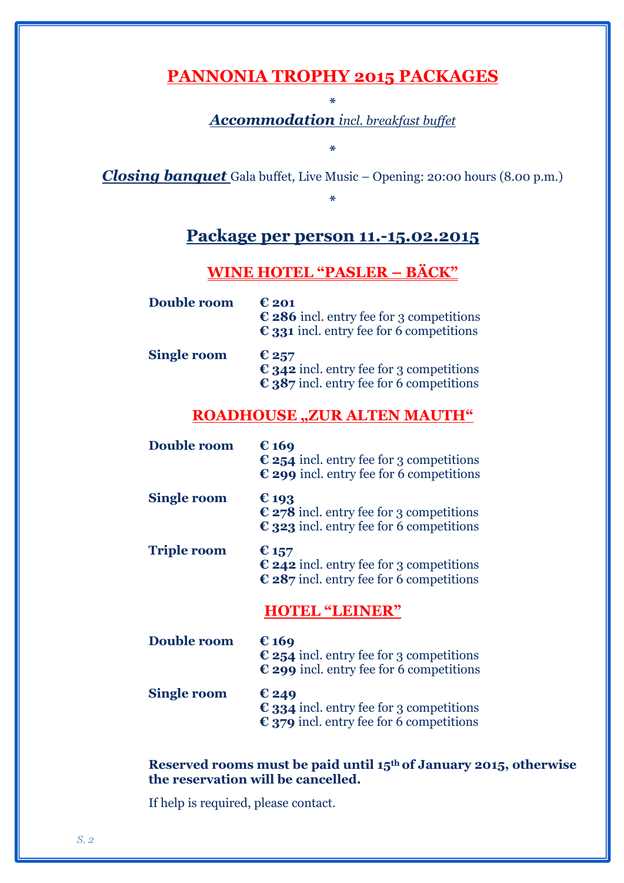# PANNONIA TROPHY 2015 PACKAGES

*

***Accommodation*** *incl. breakfast buffet*

*

***Closing banquet*** Gala buffet, Live Music – Opening: 20:00 hours (8.00 p.m.)

*

## Package per person 11.-15.02.2015

### WINE HOTEL "PASLER – BÄCK"

| | |
|---|---|
| **Double room** | **€ 201** |
| | **€ 286** incl. entry fee for 3 competitions |
| | **€ 331** incl. entry fee for 6 competitions |
| **Single room** | **€ 257** |
| | **€ 342** incl. entry fee for 3 competitions |
| | **€ 387** incl. entry fee for 6 competitions |

### ROADHOUSE „ZUR ALTEN MAUTH"

| | |
|---|---|
| **Double room** | **€ 169** |
| | **€ 254** incl. entry fee for 3 competitions |
| | **€ 299** incl. entry fee for 6 competitions |
| **Single room** | **€ 193** |
| | **€ 278** incl. entry fee for 3 competitions |
| | **€ 323** incl. entry fee for 6 competitions |
| **Triple room** | **€ 157** |
| | **€ 242** incl. entry fee for 3 competitions |
| | **€ 287** incl. entry fee for 6 competitions |

### HOTEL "LEINER"

| | |
|---|---|
| **Double room** | **€ 169** |
| | **€ 254** incl. entry fee for 3 competitions |
| | **€ 299** incl. entry fee for 6 competitions |
| **Single room** | **€ 249** |
| | **€ 334** incl. entry fee for 3 competitions |
| | **€ 379** incl. entry fee for 6 competitions |

**Reserved rooms must be paid until 15th of January 2015, otherwise the reservation will be cancelled.**

If help is required, please contact.